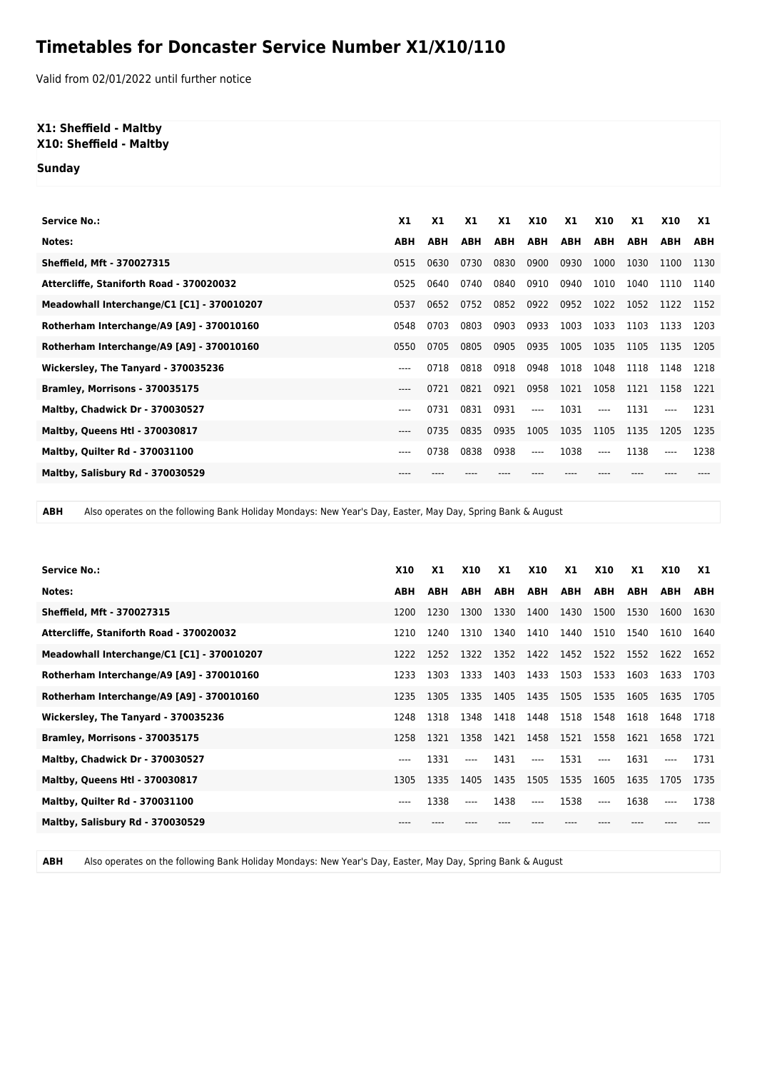# Timetables for Doncaster Service Number X1/X10/110

Valid from 02/01/2022 until further notice

**X1: Sheffield - Maltby**
**X10: Sheffield - Maltby**

**Sunday**

| Service No.: | X1 | X1 | X1 | X1 | X10 | X1 | X10 | X1 | X10 | X1 |
|---|---|---|---|---|---|---|---|---|---|---|
| Notes: | ABH | ABH | ABH | ABH | ABH | ABH | ABH | ABH | ABH | ABH |
| Sheffield, Mft - 370027315 | 0515 | 0630 | 0730 | 0830 | 0900 | 0930 | 1000 | 1030 | 1100 | 1130 |
| Attercliffe, Staniforth Road - 370020032 | 0525 | 0640 | 0740 | 0840 | 0910 | 0940 | 1010 | 1040 | 1110 | 1140 |
| Meadowhall Interchange/C1 [C1] - 370010207 | 0537 | 0652 | 0752 | 0852 | 0922 | 0952 | 1022 | 1052 | 1122 | 1152 |
| Rotherham Interchange/A9 [A9] - 370010160 | 0548 | 0703 | 0803 | 0903 | 0933 | 1003 | 1033 | 1103 | 1133 | 1203 |
| Rotherham Interchange/A9 [A9] - 370010160 | 0550 | 0705 | 0805 | 0905 | 0935 | 1005 | 1035 | 1105 | 1135 | 1205 |
| Wickersley, The Tanyard - 370035236 | ---- | 0718 | 0818 | 0918 | 0948 | 1018 | 1048 | 1118 | 1148 | 1218 |
| Bramley, Morrisons - 370035175 | ---- | 0721 | 0821 | 0921 | 0958 | 1021 | 1058 | 1121 | 1158 | 1221 |
| Maltby, Chadwick Dr - 370030527 | ---- | 0731 | 0831 | 0931 | ---- | 1031 | ---- | 1131 | ---- | 1231 |
| Maltby, Queens Htl - 370030817 | ---- | 0735 | 0835 | 0935 | 1005 | 1035 | 1105 | 1135 | 1205 | 1235 |
| Maltby, Quilter Rd - 370031100 | ---- | 0738 | 0838 | 0938 | ---- | 1038 | ---- | 1138 | ---- | 1238 |
| Maltby, Salisbury Rd - 370030529 | ---- | ---- | ---- | ---- | ---- | ---- | ---- | ---- | ---- | ---- |

**ABH** Also operates on the following Bank Holiday Mondays: New Year's Day, Easter, May Day, Spring Bank & August

| Service No.: | X10 | X1 | X10 | X1 | X10 | X1 | X10 | X1 | X10 | X1 |
|---|---|---|---|---|---|---|---|---|---|---|
| Notes: | ABH | ABH | ABH | ABH | ABH | ABH | ABH | ABH | ABH | ABH |
| Sheffield, Mft - 370027315 | 1200 | 1230 | 1300 | 1330 | 1400 | 1430 | 1500 | 1530 | 1600 | 1630 |
| Attercliffe, Staniforth Road - 370020032 | 1210 | 1240 | 1310 | 1340 | 1410 | 1440 | 1510 | 1540 | 1610 | 1640 |
| Meadowhall Interchange/C1 [C1] - 370010207 | 1222 | 1252 | 1322 | 1352 | 1422 | 1452 | 1522 | 1552 | 1622 | 1652 |
| Rotherham Interchange/A9 [A9] - 370010160 | 1233 | 1303 | 1333 | 1403 | 1433 | 1503 | 1533 | 1603 | 1633 | 1703 |
| Rotherham Interchange/A9 [A9] - 370010160 | 1235 | 1305 | 1335 | 1405 | 1435 | 1505 | 1535 | 1605 | 1635 | 1705 |
| Wickersley, The Tanyard - 370035236 | 1248 | 1318 | 1348 | 1418 | 1448 | 1518 | 1548 | 1618 | 1648 | 1718 |
| Bramley, Morrisons - 370035175 | 1258 | 1321 | 1358 | 1421 | 1458 | 1521 | 1558 | 1621 | 1658 | 1721 |
| Maltby, Chadwick Dr - 370030527 | ---- | 1331 | ---- | 1431 | ---- | 1531 | ---- | 1631 | ---- | 1731 |
| Maltby, Queens Htl - 370030817 | 1305 | 1335 | 1405 | 1435 | 1505 | 1535 | 1605 | 1635 | 1705 | 1735 |
| Maltby, Quilter Rd - 370031100 | ---- | 1338 | ---- | 1438 | ---- | 1538 | ---- | 1638 | ---- | 1738 |
| Maltby, Salisbury Rd - 370030529 | ---- | ---- | ---- | ---- | ---- | ---- | ---- | ---- | ---- | ---- |

**ABH** Also operates on the following Bank Holiday Mondays: New Year's Day, Easter, May Day, Spring Bank & August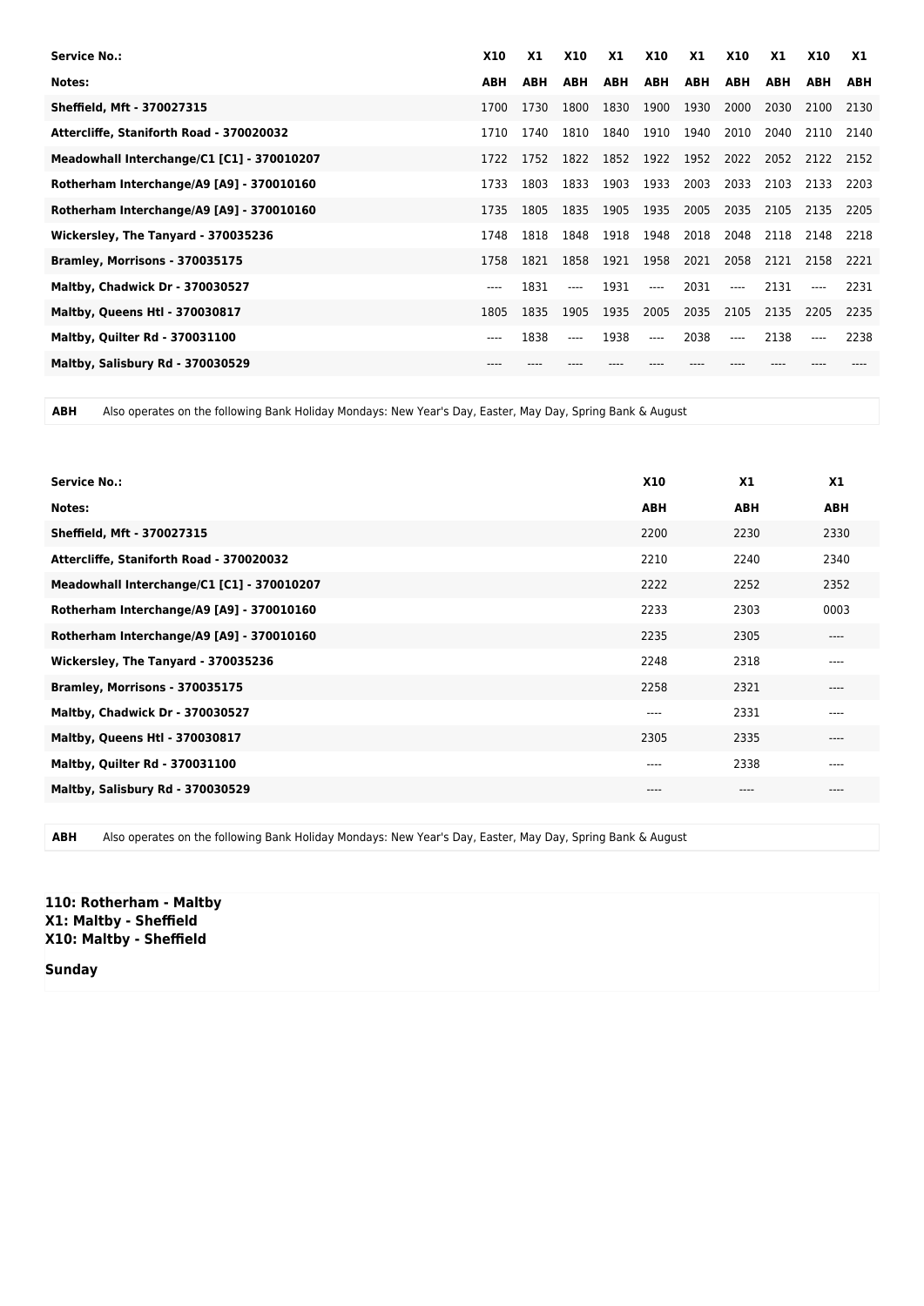| Service No.: | X10 | X1 | X10 | X1 | X10 | X1 | X10 | X1 | X10 | X1 |
|---|---|---|---|---|---|---|---|---|---|---|
| Notes: | ABH | ABH | ABH | ABH | ABH | ABH | ABH | ABH | ABH | ABH |
| Sheffield, Mft - 370027315 | 1700 | 1730 | 1800 | 1830 | 1900 | 1930 | 2000 | 2030 | 2100 | 2130 |
| Attercliffe, Staniforth Road - 370020032 | 1710 | 1740 | 1810 | 1840 | 1910 | 1940 | 2010 | 2040 | 2110 | 2140 |
| Meadowhall Interchange/C1 [C1] - 370010207 | 1722 | 1752 | 1822 | 1852 | 1922 | 1952 | 2022 | 2052 | 2122 | 2152 |
| Rotherham Interchange/A9 [A9] - 370010160 | 1733 | 1803 | 1833 | 1903 | 1933 | 2003 | 2033 | 2103 | 2133 | 2203 |
| Rotherham Interchange/A9 [A9] - 370010160 | 1735 | 1805 | 1835 | 1905 | 1935 | 2005 | 2035 | 2105 | 2135 | 2205 |
| Wickersley, The Tanyard - 370035236 | 1748 | 1818 | 1848 | 1918 | 1948 | 2018 | 2048 | 2118 | 2148 | 2218 |
| Bramley, Morrisons - 370035175 | 1758 | 1821 | 1858 | 1921 | 1958 | 2021 | 2058 | 2121 | 2158 | 2221 |
| Maltby, Chadwick Dr - 370030527 | ---- | 1831 | ---- | 1931 | ---- | 2031 | ---- | 2131 | ---- | 2231 |
| Maltby, Queens Htl - 370030817 | 1805 | 1835 | 1905 | 1935 | 2005 | 2035 | 2105 | 2135 | 2205 | 2235 |
| Maltby, Quilter Rd - 370031100 | ---- | 1838 | ---- | 1938 | ---- | 2038 | ---- | 2138 | ---- | 2238 |
| Maltby, Salisbury Rd - 370030529 | ---- | ---- | ---- | ---- | ---- | ---- | ---- | ---- | ---- | ---- |

**ABH** Also operates on the following Bank Holiday Mondays: New Year's Day, Easter, May Day, Spring Bank & August

| Service No.: | X10 | X1 | X1 |
|---|---|---|---|
| Notes: | ABH | ABH | ABH |
| Sheffield, Mft - 370027315 | 2200 | 2230 | 2330 |
| Attercliffe, Staniforth Road - 370020032 | 2210 | 2240 | 2340 |
| Meadowhall Interchange/C1 [C1] - 370010207 | 2222 | 2252 | 2352 |
| Rotherham Interchange/A9 [A9] - 370010160 | 2233 | 2303 | 0003 |
| Rotherham Interchange/A9 [A9] - 370010160 | 2235 | 2305 | ---- |
| Wickersley, The Tanyard - 370035236 | 2248 | 2318 | ---- |
| Bramley, Morrisons - 370035175 | 2258 | 2321 | ---- |
| Maltby, Chadwick Dr - 370030527 | ---- | 2331 | ---- |
| Maltby, Queens Htl - 370030817 | 2305 | 2335 | ---- |
| Maltby, Quilter Rd - 370031100 | ---- | 2338 | ---- |
| Maltby, Salisbury Rd - 370030529 | ---- | ---- | ---- |

**ABH** Also operates on the following Bank Holiday Mondays: New Year's Day, Easter, May Day, Spring Bank & August

**110: Rotherham - Maltby**
**X1: Maltby - Sheffield**
**X10: Maltby - Sheffield**

**Sunday**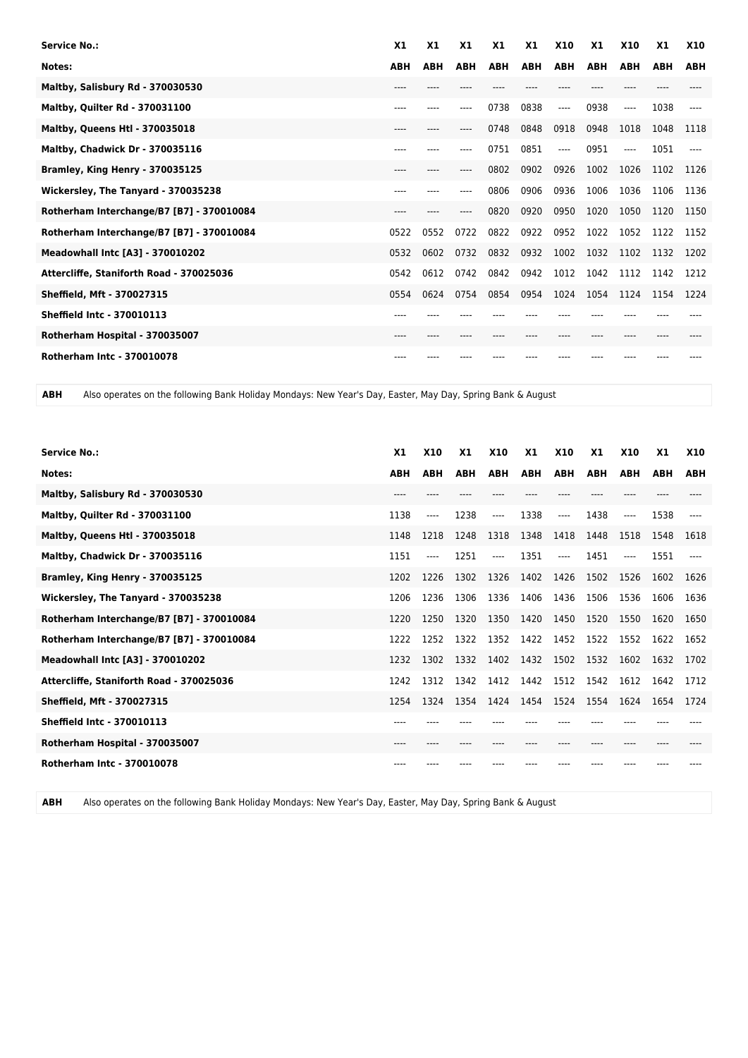| Service No.: | X1 | X1 | X1 | X1 | X1 | X10 | X1 | X10 | X1 | X10 |
|---|---|---|---|---|---|---|---|---|---|---|
| Notes: | ABH | ABH | ABH | ABH | ABH | ABH | ABH | ABH | ABH | ABH |
| Maltby, Salisbury Rd - 370030530 | ---- | ---- | ---- | ---- | ---- | ---- | ---- | ---- | ---- | ---- |
| Maltby, Quilter Rd - 370031100 | ---- | ---- | ---- | 0738 | 0838 | ---- | 0938 | ---- | 1038 | ---- |
| Maltby, Queens Htl - 370035018 | ---- | ---- | ---- | 0748 | 0848 | 0918 | 0948 | 1018 | 1048 | 1118 |
| Maltby, Chadwick Dr - 370035116 | ---- | ---- | ---- | 0751 | 0851 | ---- | 0951 | ---- | 1051 | ---- |
| Bramley, King Henry - 370035125 | ---- | ---- | ---- | 0802 | 0902 | 0926 | 1002 | 1026 | 1102 | 1126 |
| Wickersley, The Tanyard - 370035238 | ---- | ---- | ---- | 0806 | 0906 | 0936 | 1006 | 1036 | 1106 | 1136 |
| Rotherham Interchange/B7 [B7] - 370010084 | ---- | ---- | ---- | 0820 | 0920 | 0950 | 1020 | 1050 | 1120 | 1150 |
| Rotherham Interchange/B7 [B7] - 370010084 | 0522 | 0552 | 0722 | 0822 | 0922 | 0952 | 1022 | 1052 | 1122 | 1152 |
| Meadowhall Intc [A3] - 370010202 | 0532 | 0602 | 0732 | 0832 | 0932 | 1002 | 1032 | 1102 | 1132 | 1202 |
| Attercliffe, Staniforth Road - 370025036 | 0542 | 0612 | 0742 | 0842 | 0942 | 1012 | 1042 | 1112 | 1142 | 1212 |
| Sheffield, Mft - 370027315 | 0554 | 0624 | 0754 | 0854 | 0954 | 1024 | 1054 | 1124 | 1154 | 1224 |
| Sheffield Intc - 370010113 | ---- | ---- | ---- | ---- | ---- | ---- | ---- | ---- | ---- | ---- |
| Rotherham Hospital - 370035007 | ---- | ---- | ---- | ---- | ---- | ---- | ---- | ---- | ---- | ---- |
| Rotherham Intc - 370010078 | ---- | ---- | ---- | ---- | ---- | ---- | ---- | ---- | ---- | ---- |

**ABH** Also operates on the following Bank Holiday Mondays: New Year's Day, Easter, May Day, Spring Bank & August

| Service No.: | X1 | X10 | X1 | X10 | X1 | X10 | X1 | X10 | X1 | X10 |
|---|---|---|---|---|---|---|---|---|---|---|
| Notes: | ABH | ABH | ABH | ABH | ABH | ABH | ABH | ABH | ABH | ABH |
| Maltby, Salisbury Rd - 370030530 | ---- | ---- | ---- | ---- | ---- | ---- | ---- | ---- | ---- | ---- |
| Maltby, Quilter Rd - 370031100 | 1138 | ---- | 1238 | ---- | 1338 | ---- | 1438 | ---- | 1538 | ---- |
| Maltby, Queens Htl - 370035018 | 1148 | 1218 | 1248 | 1318 | 1348 | 1418 | 1448 | 1518 | 1548 | 1618 |
| Maltby, Chadwick Dr - 370035116 | 1151 | ---- | 1251 | ---- | 1351 | ---- | 1451 | ---- | 1551 | ---- |
| Bramley, King Henry - 370035125 | 1202 | 1226 | 1302 | 1326 | 1402 | 1426 | 1502 | 1526 | 1602 | 1626 |
| Wickersley, The Tanyard - 370035238 | 1206 | 1236 | 1306 | 1336 | 1406 | 1436 | 1506 | 1536 | 1606 | 1636 |
| Rotherham Interchange/B7 [B7] - 370010084 | 1220 | 1250 | 1320 | 1350 | 1420 | 1450 | 1520 | 1550 | 1620 | 1650 |
| Rotherham Interchange/B7 [B7] - 370010084 | 1222 | 1252 | 1322 | 1352 | 1422 | 1452 | 1522 | 1552 | 1622 | 1652 |
| Meadowhall Intc [A3] - 370010202 | 1232 | 1302 | 1332 | 1402 | 1432 | 1502 | 1532 | 1602 | 1632 | 1702 |
| Attercliffe, Staniforth Road - 370025036 | 1242 | 1312 | 1342 | 1412 | 1442 | 1512 | 1542 | 1612 | 1642 | 1712 |
| Sheffield, Mft - 370027315 | 1254 | 1324 | 1354 | 1424 | 1454 | 1524 | 1554 | 1624 | 1654 | 1724 |
| Sheffield Intc - 370010113 | ---- | ---- | ---- | ---- | ---- | ---- | ---- | ---- | ---- | ---- |
| Rotherham Hospital - 370035007 | ---- | ---- | ---- | ---- | ---- | ---- | ---- | ---- | ---- | ---- |
| Rotherham Intc - 370010078 | ---- | ---- | ---- | ---- | ---- | ---- | ---- | ---- | ---- | ---- |

**ABH** Also operates on the following Bank Holiday Mondays: New Year's Day, Easter, May Day, Spring Bank & August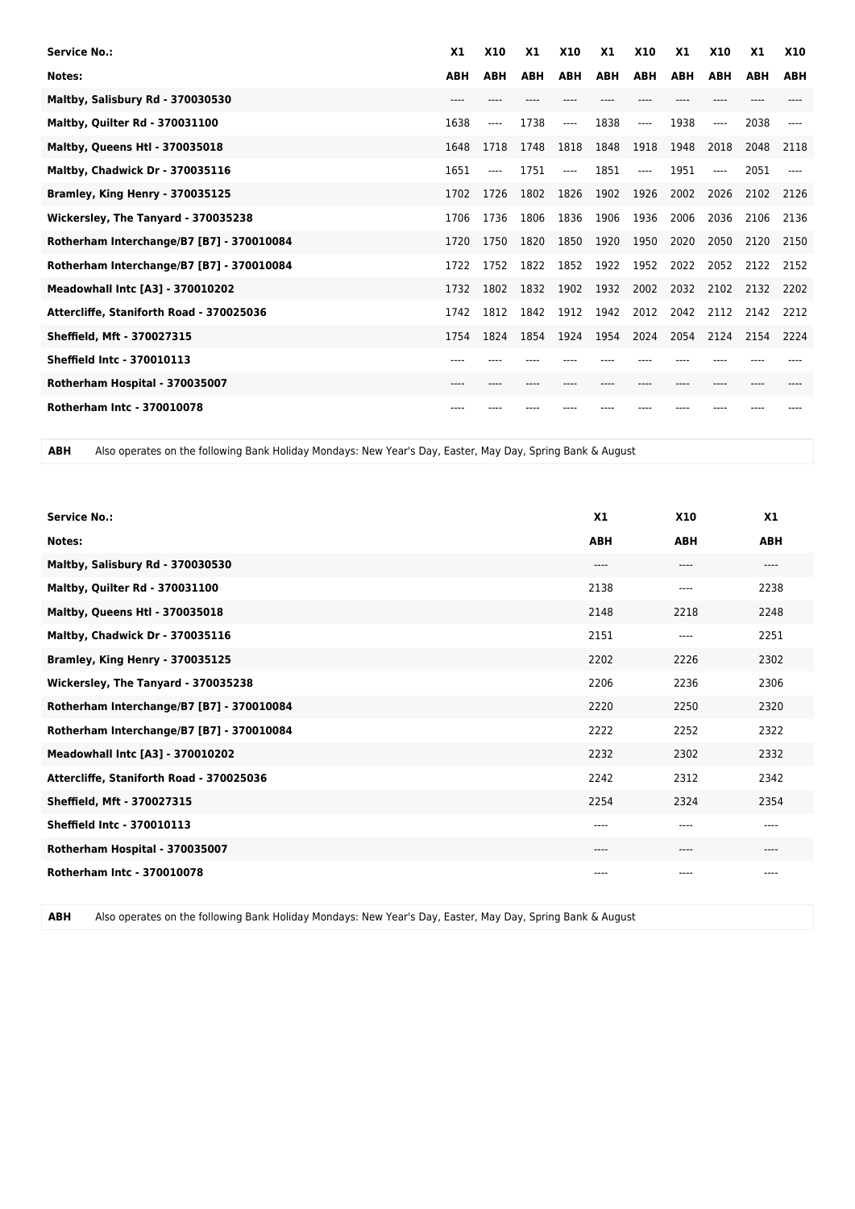| Service No.: | X1 | X10 | X1 | X10 | X1 | X10 | X1 | X10 | X1 | X10 |
|---|---|---|---|---|---|---|---|---|---|---|
| Notes: | ABH | ABH | ABH | ABH | ABH | ABH | ABH | ABH | ABH | ABH |
| Maltby, Salisbury Rd - 370030530 | ---- | ---- | ---- | ---- | ---- | ---- | ---- | ---- | ---- | ---- |
| Maltby, Quilter Rd - 370031100 | 1638 | ---- | 1738 | ---- | 1838 | ---- | 1938 | ---- | 2038 | ---- |
| Maltby, Queens Htl - 370035018 | 1648 | 1718 | 1748 | 1818 | 1848 | 1918 | 1948 | 2018 | 2048 | 2118 |
| Maltby, Chadwick Dr - 370035116 | 1651 | ---- | 1751 | ---- | 1851 | ---- | 1951 | ---- | 2051 | ---- |
| Bramley, King Henry - 370035125 | 1702 | 1726 | 1802 | 1826 | 1902 | 1926 | 2002 | 2026 | 2102 | 2126 |
| Wickersley, The Tanyard - 370035238 | 1706 | 1736 | 1806 | 1836 | 1906 | 1936 | 2006 | 2036 | 2106 | 2136 |
| Rotherham Interchange/B7 [B7] - 370010084 | 1720 | 1750 | 1820 | 1850 | 1920 | 1950 | 2020 | 2050 | 2120 | 2150 |
| Rotherham Interchange/B7 [B7] - 370010084 | 1722 | 1752 | 1822 | 1852 | 1922 | 1952 | 2022 | 2052 | 2122 | 2152 |
| Meadowhall Intc [A3] - 370010202 | 1732 | 1802 | 1832 | 1902 | 1932 | 2002 | 2032 | 2102 | 2132 | 2202 |
| Attercliffe, Staniforth Road - 370025036 | 1742 | 1812 | 1842 | 1912 | 1942 | 2012 | 2042 | 2112 | 2142 | 2212 |
| Sheffield, Mft - 370027315 | 1754 | 1824 | 1854 | 1924 | 1954 | 2024 | 2054 | 2124 | 2154 | 2224 |
| Sheffield Intc - 370010113 | ---- | ---- | ---- | ---- | ---- | ---- | ---- | ---- | ---- | ---- |
| Rotherham Hospital - 370035007 | ---- | ---- | ---- | ---- | ---- | ---- | ---- | ---- | ---- | ---- |
| Rotherham Intc - 370010078 | ---- | ---- | ---- | ---- | ---- | ---- | ---- | ---- | ---- | ---- |

**ABH** Also operates on the following Bank Holiday Mondays: New Year's Day, Easter, May Day, Spring Bank & August

| Service No.: | X1 | X10 | X1 |
|---|---|---|---|
| Notes: | ABH | ABH | ABH |
| Maltby, Salisbury Rd - 370030530 | ---- | ---- | ---- |
| Maltby, Quilter Rd - 370031100 | 2138 | ---- | 2238 |
| Maltby, Queens Htl - 370035018 | 2148 | 2218 | 2248 |
| Maltby, Chadwick Dr - 370035116 | 2151 | ---- | 2251 |
| Bramley, King Henry - 370035125 | 2202 | 2226 | 2302 |
| Wickersley, The Tanyard - 370035238 | 2206 | 2236 | 2306 |
| Rotherham Interchange/B7 [B7] - 370010084 | 2220 | 2250 | 2320 |
| Rotherham Interchange/B7 [B7] - 370010084 | 2222 | 2252 | 2322 |
| Meadowhall Intc [A3] - 370010202 | 2232 | 2302 | 2332 |
| Attercliffe, Staniforth Road - 370025036 | 2242 | 2312 | 2342 |
| Sheffield, Mft - 370027315 | 2254 | 2324 | 2354 |
| Sheffield Intc - 370010113 | ---- | ---- | ---- |
| Rotherham Hospital - 370035007 | ---- | ---- | ---- |
| Rotherham Intc - 370010078 | ---- | ---- | ---- |

**ABH** Also operates on the following Bank Holiday Mondays: New Year's Day, Easter, May Day, Spring Bank & August